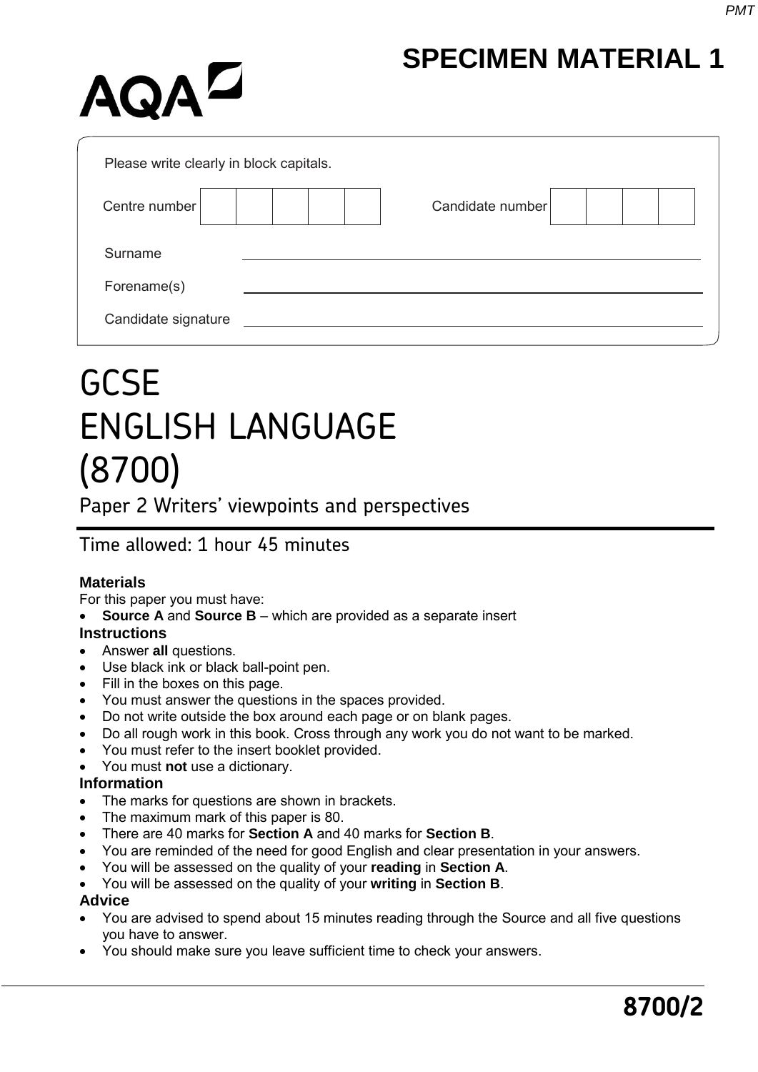SPECIMEN MATERIAL 1

AQA

Please write clearly in block capitals.

| Centre number | | | | | | Candidate number | | | | |
|---|---|---|---|---|---|---|---|---|---|---|

Surname \_\_\_\_\_\_\_\_\_\_\_\_\_\_\_\_\_\_\_\_\_\_\_\_\_\_\_\_\_\_\_\_\_\_\_\_\_\_\_\_\_\_

Forename(s) \_\_\_\_\_\_\_\_\_\_\_\_\_\_\_\_\_\_\_\_\_\_\_\_\_\_\_\_\_\_\_\_\_\_\_\_\_\_\_\_\_\_

Candidate signature \_\_\_\_\_\_\_\_\_\_\_\_\_\_\_\_\_\_\_\_\_\_\_\_\_\_\_\_\_\_\_\_\_\_\_\_\_\_\_\_\_\_

# GCSE
# ENGLISH LANGUAGE
# (8700)

## Paper 2 Writers' viewpoints and perspectives

Time allowed: 1 hour 45 minutes

**Materials**

For this paper you must have:

- **Source A** and **Source B** – which are provided as a separate insert

**Instructions**

- Answer **all** questions.
- Use black ink or black ball-point pen.
- Fill in the boxes on this page.
- You must answer the questions in the spaces provided.
- Do not write outside the box around each page or on blank pages.
- Do all rough work in this book. Cross through any work you do not want to be marked.
- You must refer to the insert booklet provided.
- You must **not** use a dictionary.

**Information**

- The marks for questions are shown in brackets.
- The maximum mark of this paper is 80.
- There are 40 marks for **Section A** and 40 marks for **Section B**.
- You are reminded of the need for good English and clear presentation in your answers.
- You will be assessed on the quality of your **reading** in **Section A**.
- You will be assessed on the quality of your **writing** in **Section B**.

**Advice**

- You are advised to spend about 15 minutes reading through the Source and all five questions you have to answer.
- You should make sure you leave sufficient time to check your answers.

**8700/2**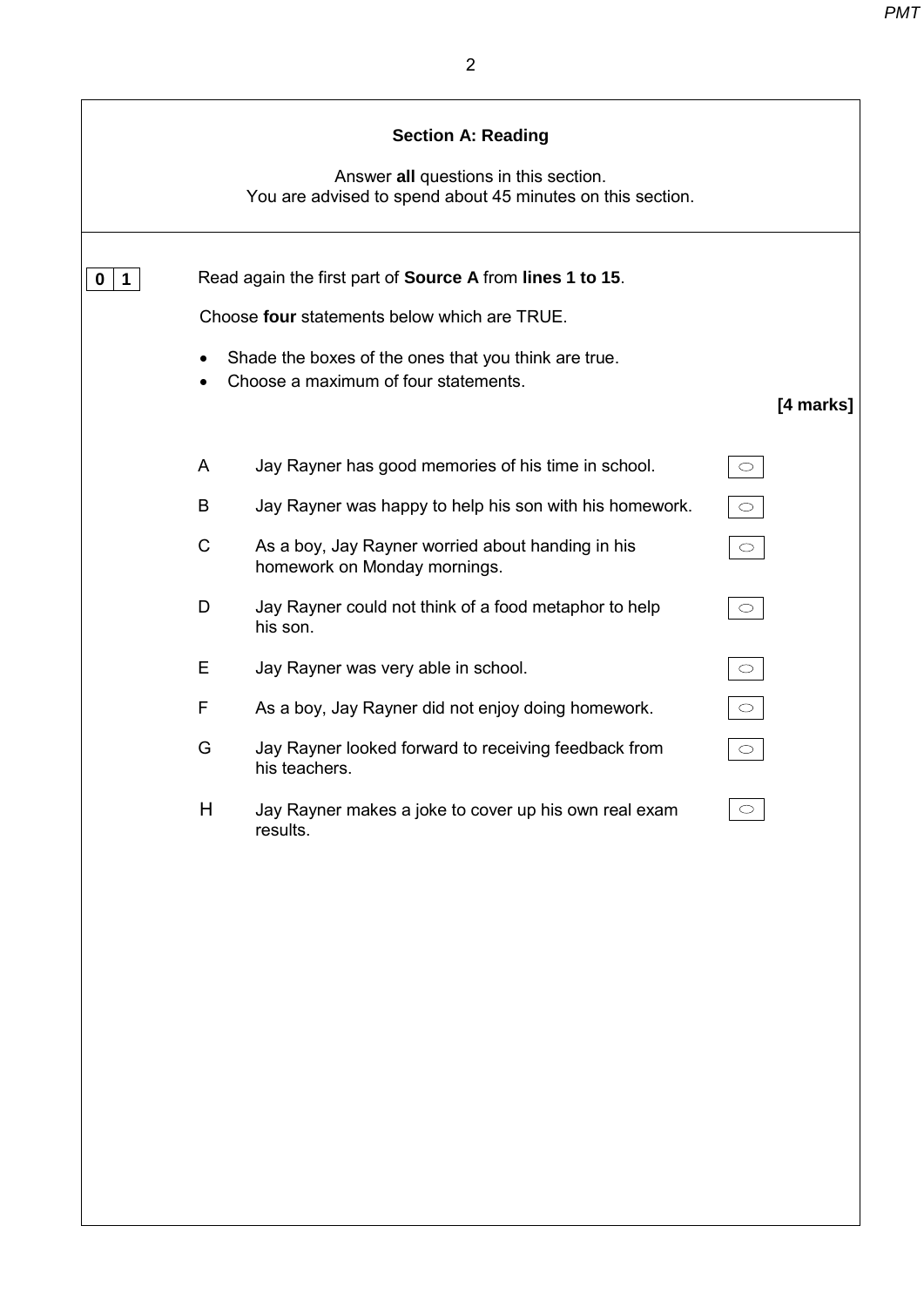## Section A: Reading

Answer **all** questions in this section.
You are advised to spend about 45 minutes on this section.

**0 1** Read again the first part of **Source A** from **lines 1 to 15**.

Choose **four** statements below which are TRUE.

- Shade the boxes of the ones that you think are true.
- Choose a maximum of four statements.

**[4 marks]**

A Jay Rayner has good memories of his time in school. ○

B Jay Rayner was happy to help his son with his homework. ○

C As a boy, Jay Rayner worried about handing in his homework on Monday mornings. ○

D Jay Rayner could not think of a food metaphor to help his son. ○

E Jay Rayner was very able in school. ○

F As a boy, Jay Rayner did not enjoy doing homework. ○

G Jay Rayner looked forward to receiving feedback from his teachers. ○

H Jay Rayner makes a joke to cover up his own real exam results. ○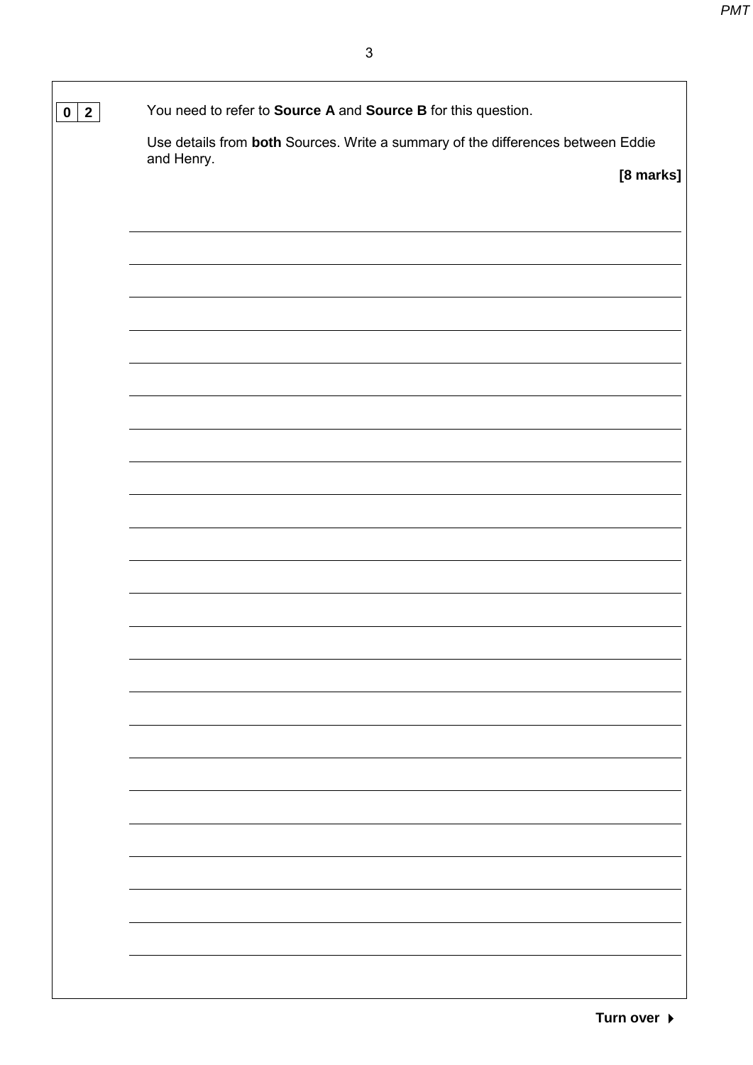**0 2** You need to refer to **Source A** and **Source B** for this question.

Use details from **both** Sources. Write a summary of the differences between Eddie and Henry.

**[8 marks]**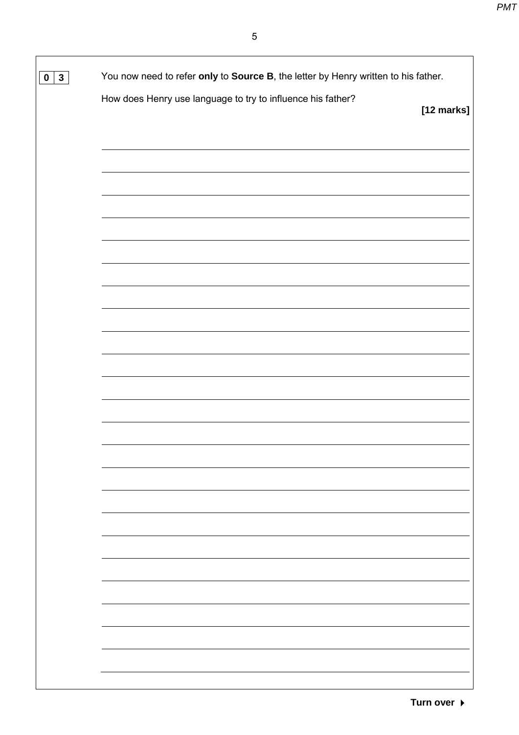**0 3** You now need to refer **only** to **Source B**, the letter by Henry written to his father.

How does Henry use language to try to influence his father?

**[12 marks]**

**Turn over**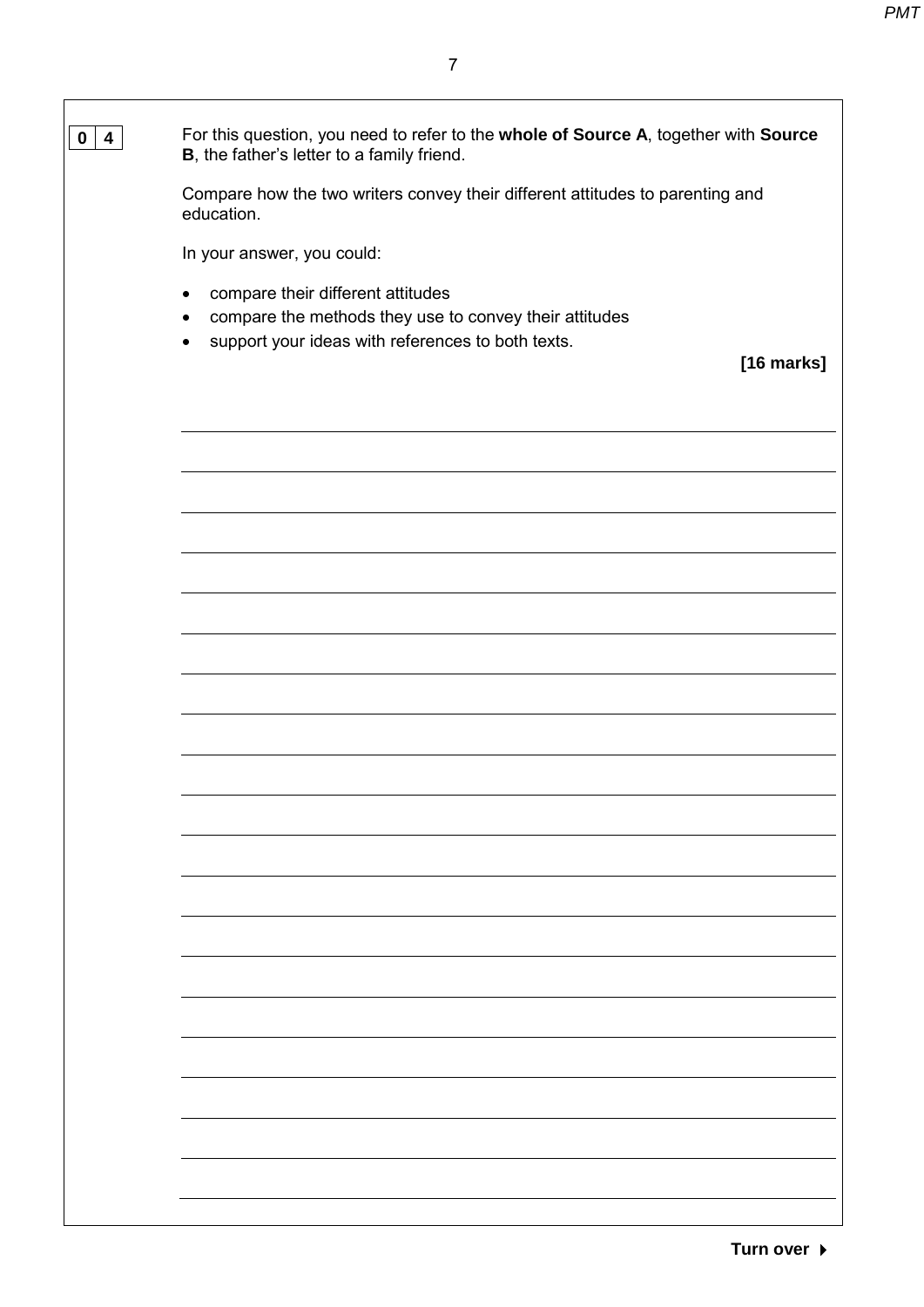**0 4** For this question, you need to refer to the **whole of Source A**, together with **Source B**, the father's letter to a family friend.

Compare how the two writers convey their different attitudes to parenting and education.

In your answer, you could:

- compare their different attitudes
- compare the methods they use to convey their attitudes
- support your ideas with references to both texts.

**[16 marks]**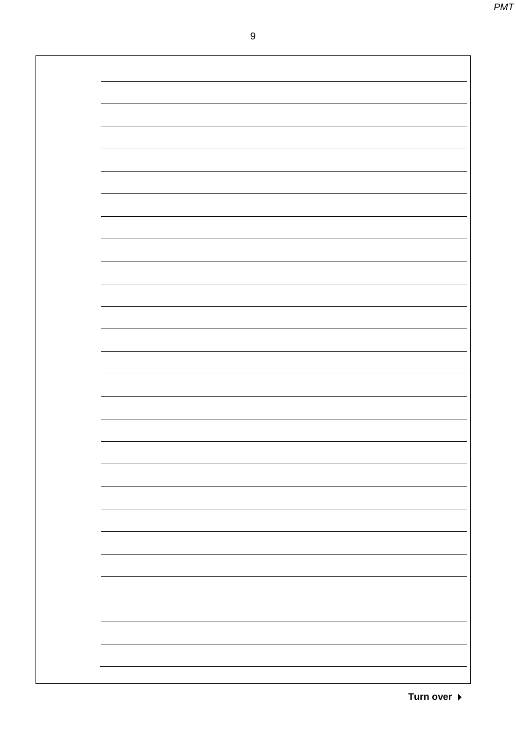Turn over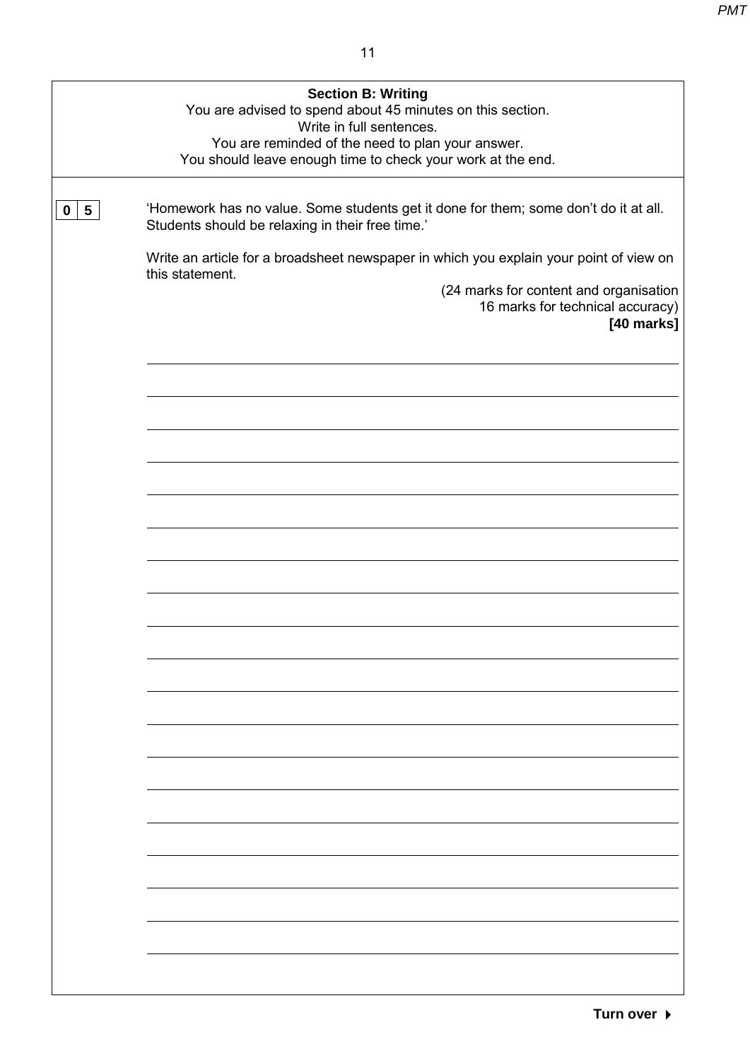## Section B: Writing

You are advised to spend about 45 minutes on this section.
Write in full sentences.
You are reminded of the need to plan your answer.
You should leave enough time to check your work at the end.

**0 5** 'Homework has no value. Some students get it done for them; some don't do it at all. Students should be relaxing in their free time.'

Write an article for a broadsheet newspaper in which you explain your point of view on this statement.

(24 marks for content and organisation
16 marks for technical accuracy)
**[40 marks]**

**Turn over ▶**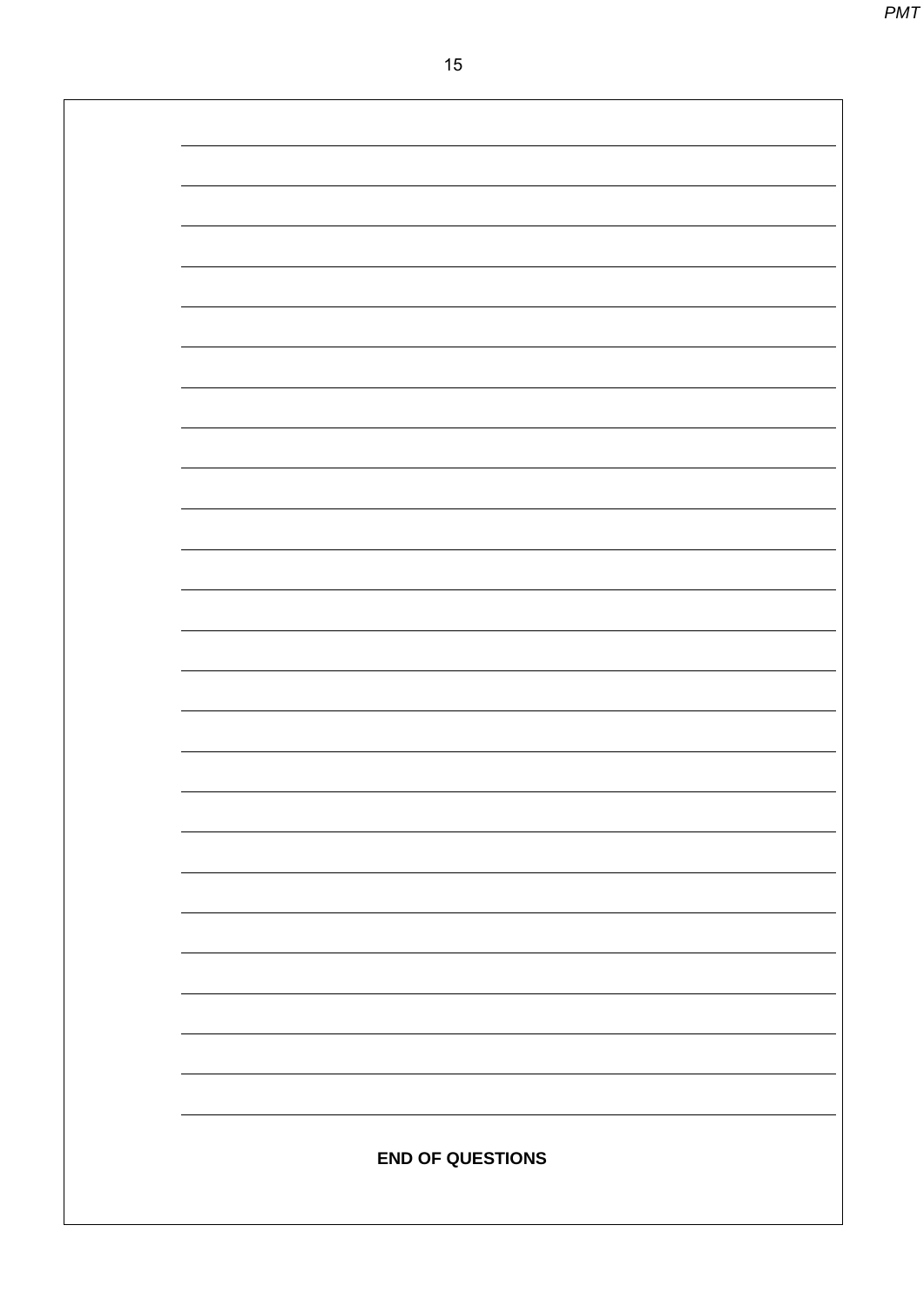**END OF QUESTIONS**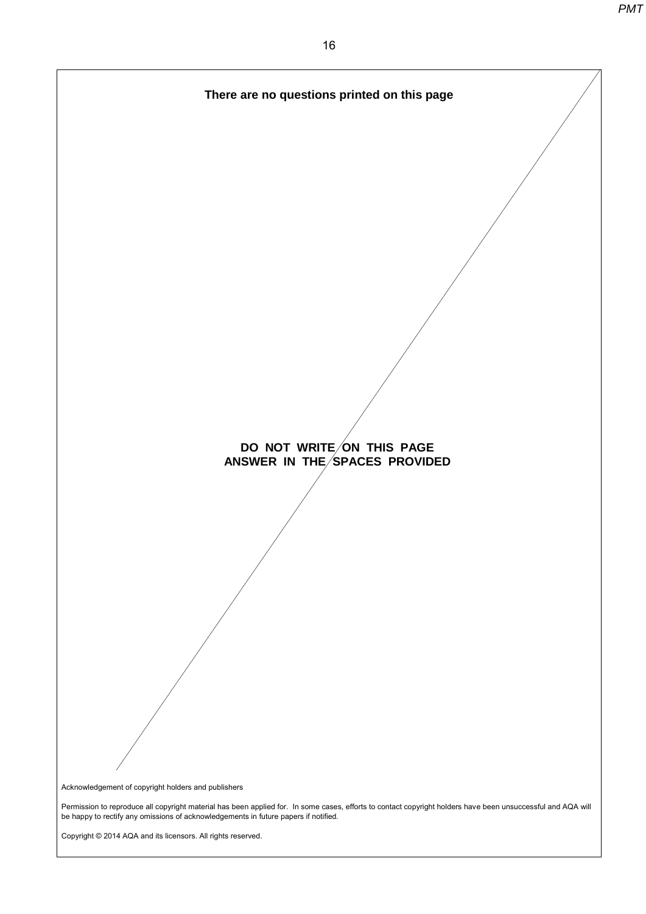**There are no questions printed on this page**

**DO NOT WRITE ON THIS PAGE**
**ANSWER IN THE SPACES PROVIDED**

Acknowledgement of copyright holders and publishers

Permission to reproduce all copyright material has been applied for. In some cases, efforts to contact copyright holders have been unsuccessful and AQA will be happy to rectify any omissions of acknowledgements in future papers if notified.

Copyright © 2014 AQA and its licensors. All rights reserved.